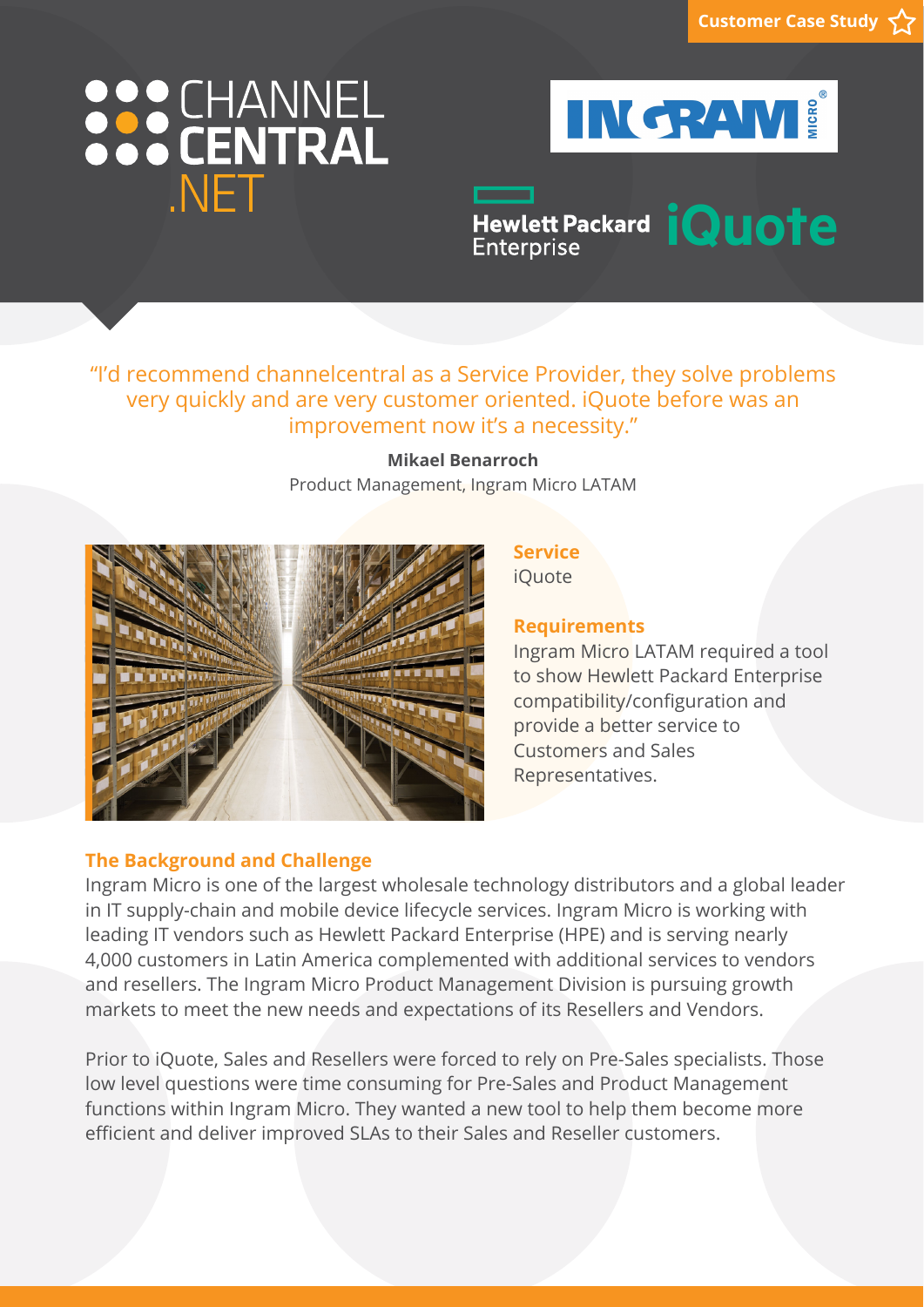Customer Case Study

# CHANNEL CENTRAL .NET

INGRAM MICRO

Hewlett Packard Enterprise iQuote

"I'd recommend channelcentral as a Service Provider, they solve problems very quickly and are very customer oriented. iQuote before was an improvement now it's a necessity."

**Mikael Benarroch**
Product Management, Ingram Micro LATAM

## Service

iQuote

## Requirements

Ingram Micro LATAM required a tool to show Hewlett Packard Enterprise compatibility/configuration and provide a better service to Customers and Sales Representatives.

## The Background and Challenge

Ingram Micro is one of the largest wholesale technology distributors and a global leader in IT supply-chain and mobile device lifecycle services. Ingram Micro is working with leading IT vendors such as Hewlett Packard Enterprise (HPE) and is serving nearly 4,000 customers in Latin America complemented with additional services to vendors and resellers. The Ingram Micro Product Management Division is pursuing growth markets to meet the new needs and expectations of its Resellers and Vendors.

Prior to iQuote, Sales and Resellers were forced to rely on Pre-Sales specialists. Those low level questions were time consuming for Pre-Sales and Product Management functions within Ingram Micro. They wanted a new tool to help them become more efficient and deliver improved SLAs to their Sales and Reseller customers.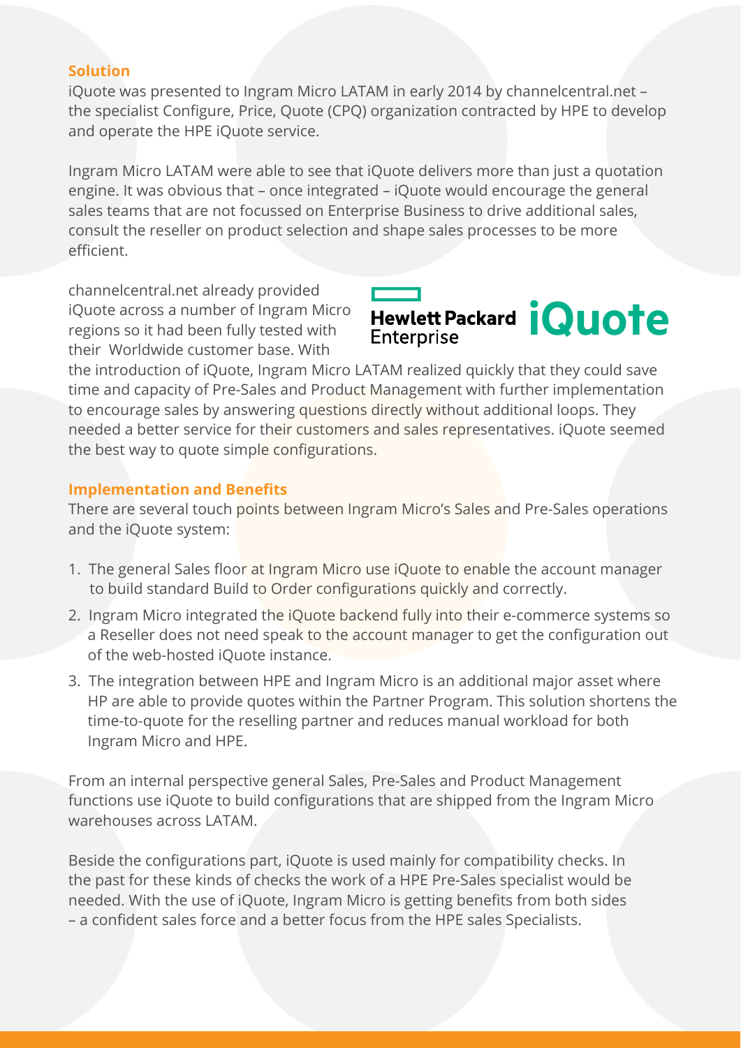## Solution

iQuote was presented to Ingram Micro LATAM in early 2014 by channelcentral.net – the specialist Configure, Price, Quote (CPQ) organization contracted by HPE to develop and operate the HPE iQuote service.

Ingram Micro LATAM were able to see that iQuote delivers more than just a quotation engine. It was obvious that – once integrated – iQuote would encourage the general sales teams that are not focussed on Enterprise Business to drive additional sales, consult the reseller on product selection and shape sales processes to be more efficient.

channelcentral.net already provided iQuote across a number of Ingram Micro regions so it had been fully tested with their Worldwide customer base. With the introduction of iQuote, Ingram Micro LATAM realized quickly that they could save time and capacity of Pre-Sales and Product Management with further implementation to encourage sales by answering questions directly without additional loops. They needed a better service for their customers and sales representatives. iQuote seemed the best way to quote simple configurations.

Hewlett Packard Enterprise iQuote

## Implementation and Benefits

There are several touch points between Ingram Micro's Sales and Pre-Sales operations and the iQuote system:

1. The general Sales floor at Ingram Micro use iQuote to enable the account manager to build standard Build to Order configurations quickly and correctly.
2. Ingram Micro integrated the iQuote backend fully into their e-commerce systems so a Reseller does not need speak to the account manager to get the configuration out of the web-hosted iQuote instance.
3. The integration between HPE and Ingram Micro is an additional major asset where HP are able to provide quotes within the Partner Program. This solution shortens the time-to-quote for the reselling partner and reduces manual workload for both Ingram Micro and HPE.

From an internal perspective general Sales, Pre-Sales and Product Management functions use iQuote to build configurations that are shipped from the Ingram Micro warehouses across LATAM.

Beside the configurations part, iQuote is used mainly for compatibility checks. In the past for these kinds of checks the work of a HPE Pre-Sales specialist would be needed. With the use of iQuote, Ingram Micro is getting benefits from both sides – a confident sales force and a better focus from the HPE sales Specialists.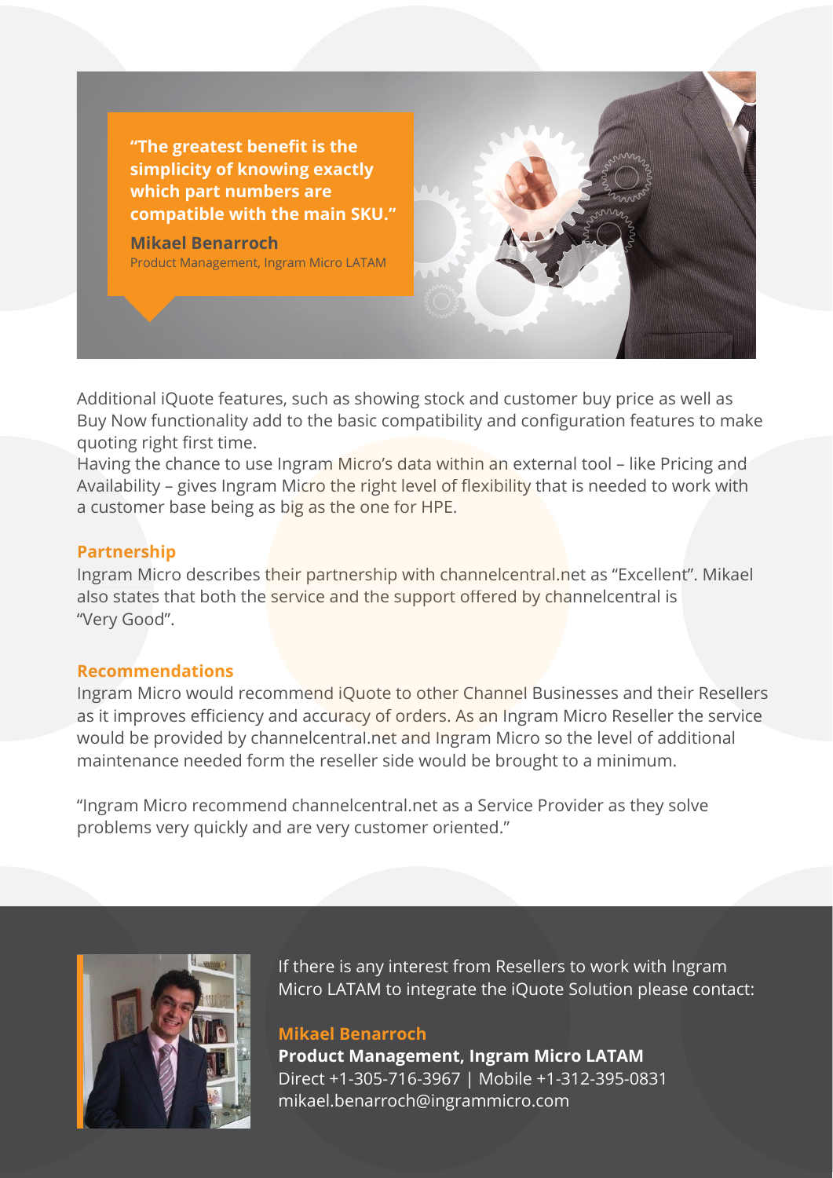> **"The greatest benefit is the simplicity of knowing exactly which part numbers are compatible with the main SKU."**
>
> **Mikael Benarroch**
> Product Management, Ingram Micro LATAM

Additional iQuote features, such as showing stock and customer buy price as well as Buy Now functionality add to the basic compatibility and configuration features to make quoting right first time.
Having the chance to use Ingram Micro's data within an external tool – like Pricing and Availability – gives Ingram Micro the right level of flexibility that is needed to work with a customer base being as big as the one for HPE.

## Partnership

Ingram Micro describes their partnership with channelcentral.net as "Excellent". Mikael also states that both the service and the support offered by channelcentral is "Very Good".

## Recommendations

Ingram Micro would recommend iQuote to other Channel Businesses and their Resellers as it improves efficiency and accuracy of orders. As an Ingram Micro Reseller the service would be provided by channelcentral.net and Ingram Micro so the level of additional maintenance needed form the reseller side would be brought to a minimum.

"Ingram Micro recommend channelcentral.net as a Service Provider as they solve problems very quickly and are very customer oriented."

If there is any interest from Resellers to work with Ingram Micro LATAM to integrate the iQuote Solution please contact:

**Mikael Benarroch**
**Product Management, Ingram Micro LATAM**
Direct +1-305-716-3967 | Mobile +1-312-395-0831
mikael.benarroch@ingrammicro.com